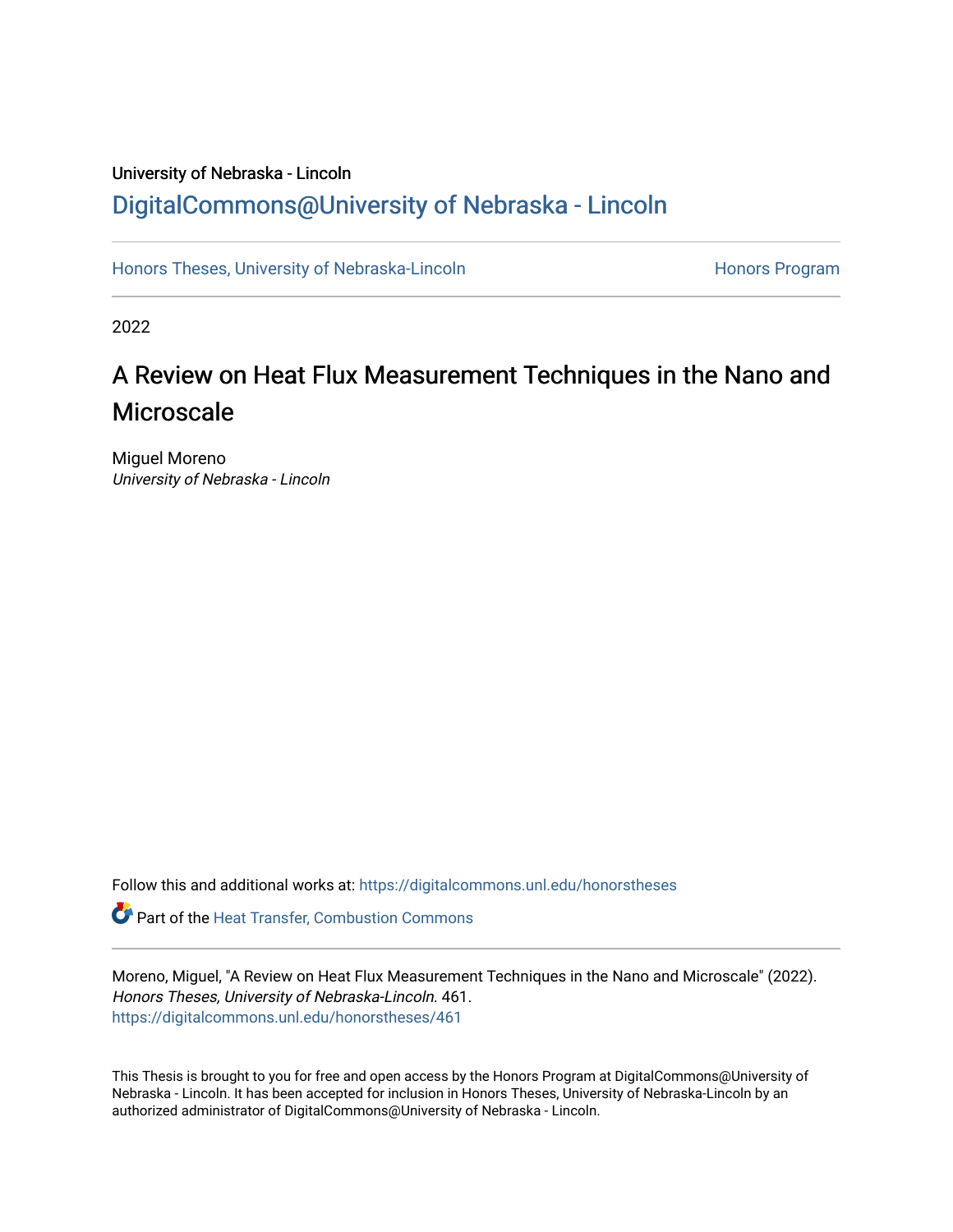University of Nebraska - Lincoln

DigitalCommons@University of Nebraska - Lincoln

Honors Theses, University of Nebraska-Lincoln

Honors Program

2022

# A Review on Heat Flux Measurement Techniques in the Nano and Microscale

Miguel Moreno
*University of Nebraska - Lincoln*

Follow this and additional works at: https://digitalcommons.unl.edu/honorstheses

Part of the Heat Transfer, Combustion Commons

Moreno, Miguel, "A Review on Heat Flux Measurement Techniques in the Nano and Microscale" (2022). *Honors Theses, University of Nebraska-Lincoln*. 461.
https://digitalcommons.unl.edu/honorstheses/461

This Thesis is brought to you for free and open access by the Honors Program at DigitalCommons@University of Nebraska - Lincoln. It has been accepted for inclusion in Honors Theses, University of Nebraska-Lincoln by an authorized administrator of DigitalCommons@University of Nebraska - Lincoln.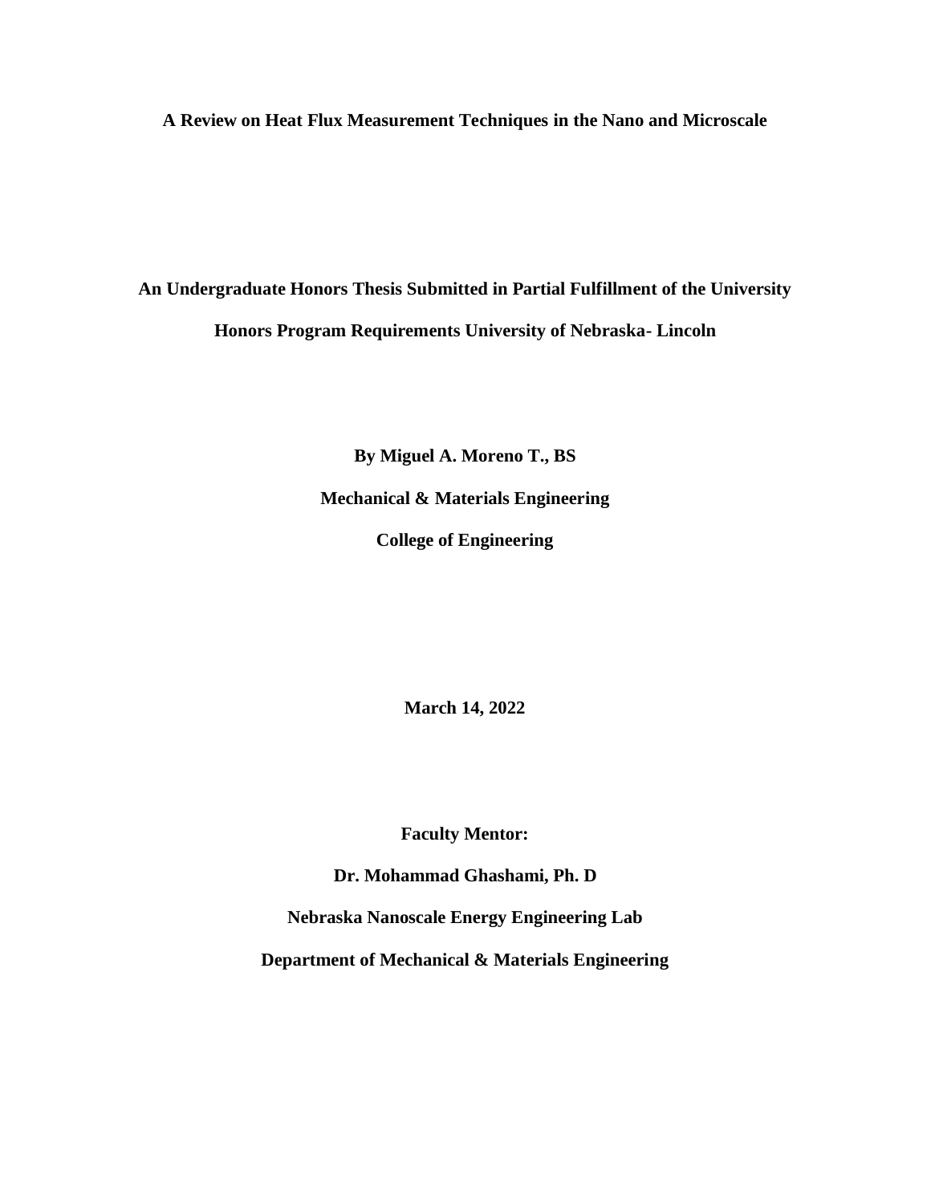**A Review on Heat Flux Measurement Techniques in the Nano and Microscale**

**An Undergraduate Honors Thesis Submitted in Partial Fulfillment of the University Honors Program Requirements University of Nebraska- Lincoln**

**By Miguel A. Moreno T., BS**

**Mechanical & Materials Engineering**

**College of Engineering**

**March 14, 2022**

**Faculty Mentor:**

**Dr. Mohammad Ghashami, Ph. D**

**Nebraska Nanoscale Energy Engineering Lab**

**Department of Mechanical & Materials Engineering**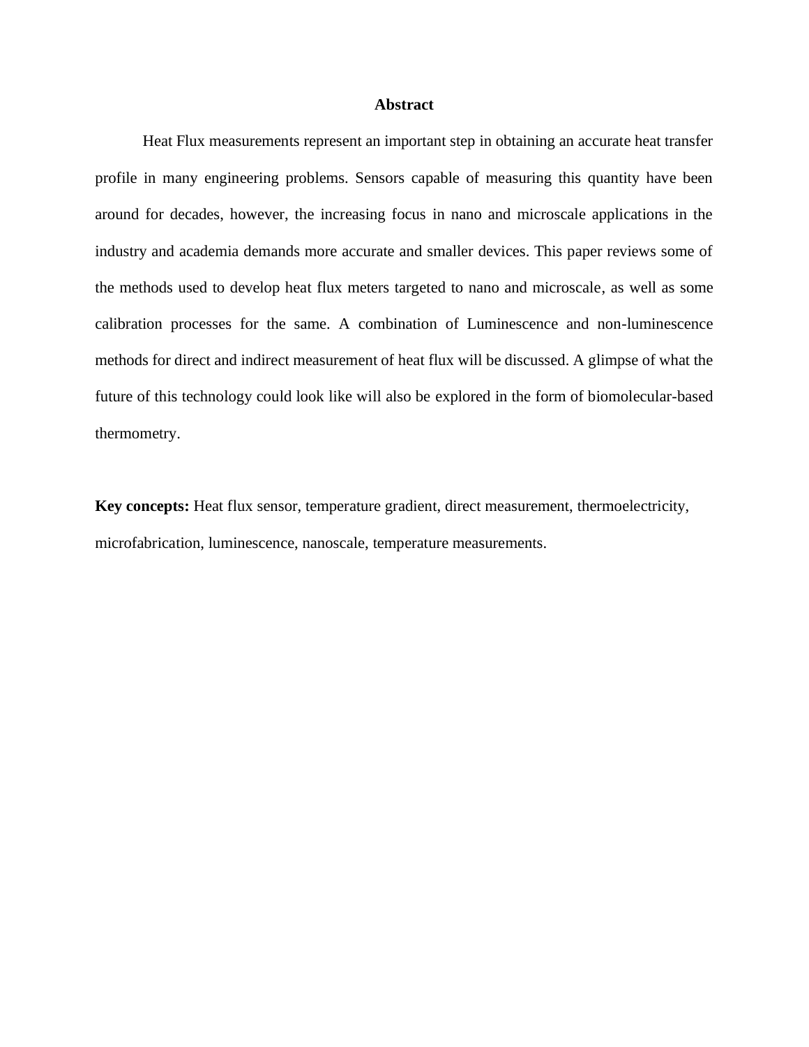## Abstract

Heat Flux measurements represent an important step in obtaining an accurate heat transfer profile in many engineering problems. Sensors capable of measuring this quantity have been around for decades, however, the increasing focus in nano and microscale applications in the industry and academia demands more accurate and smaller devices. This paper reviews some of the methods used to develop heat flux meters targeted to nano and microscale, as well as some calibration processes for the same. A combination of Luminescence and non-luminescence methods for direct and indirect measurement of heat flux will be discussed. A glimpse of what the future of this technology could look like will also be explored in the form of biomolecular-based thermometry.

**Key concepts:** Heat flux sensor, temperature gradient, direct measurement, thermoelectricity, microfabrication, luminescence, nanoscale, temperature measurements.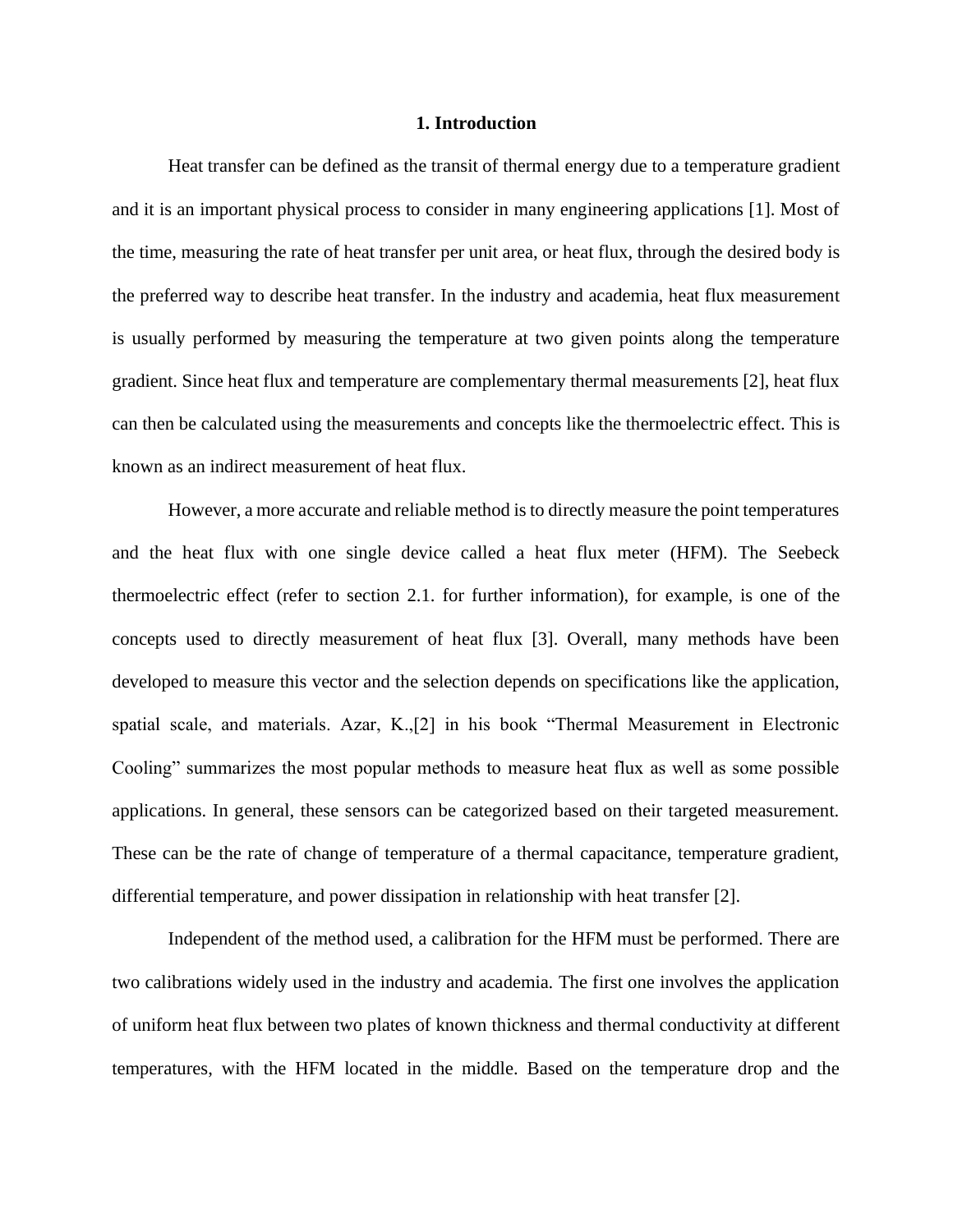# 1. Introduction

Heat transfer can be defined as the transit of thermal energy due to a temperature gradient and it is an important physical process to consider in many engineering applications [1]. Most of the time, measuring the rate of heat transfer per unit area, or heat flux, through the desired body is the preferred way to describe heat transfer. In the industry and academia, heat flux measurement is usually performed by measuring the temperature at two given points along the temperature gradient. Since heat flux and temperature are complementary thermal measurements [2], heat flux can then be calculated using the measurements and concepts like the thermoelectric effect. This is known as an indirect measurement of heat flux.

However, a more accurate and reliable method is to directly measure the point temperatures and the heat flux with one single device called a heat flux meter (HFM). The Seebeck thermoelectric effect (refer to section 2.1. for further information), for example, is one of the concepts used to directly measurement of heat flux [3]. Overall, many methods have been developed to measure this vector and the selection depends on specifications like the application, spatial scale, and materials. Azar, K.,[2] in his book "Thermal Measurement in Electronic Cooling" summarizes the most popular methods to measure heat flux as well as some possible applications. In general, these sensors can be categorized based on their targeted measurement. These can be the rate of change of temperature of a thermal capacitance, temperature gradient, differential temperature, and power dissipation in relationship with heat transfer [2].

Independent of the method used, a calibration for the HFM must be performed. There are two calibrations widely used in the industry and academia. The first one involves the application of uniform heat flux between two plates of known thickness and thermal conductivity at different temperatures, with the HFM located in the middle. Based on the temperature drop and the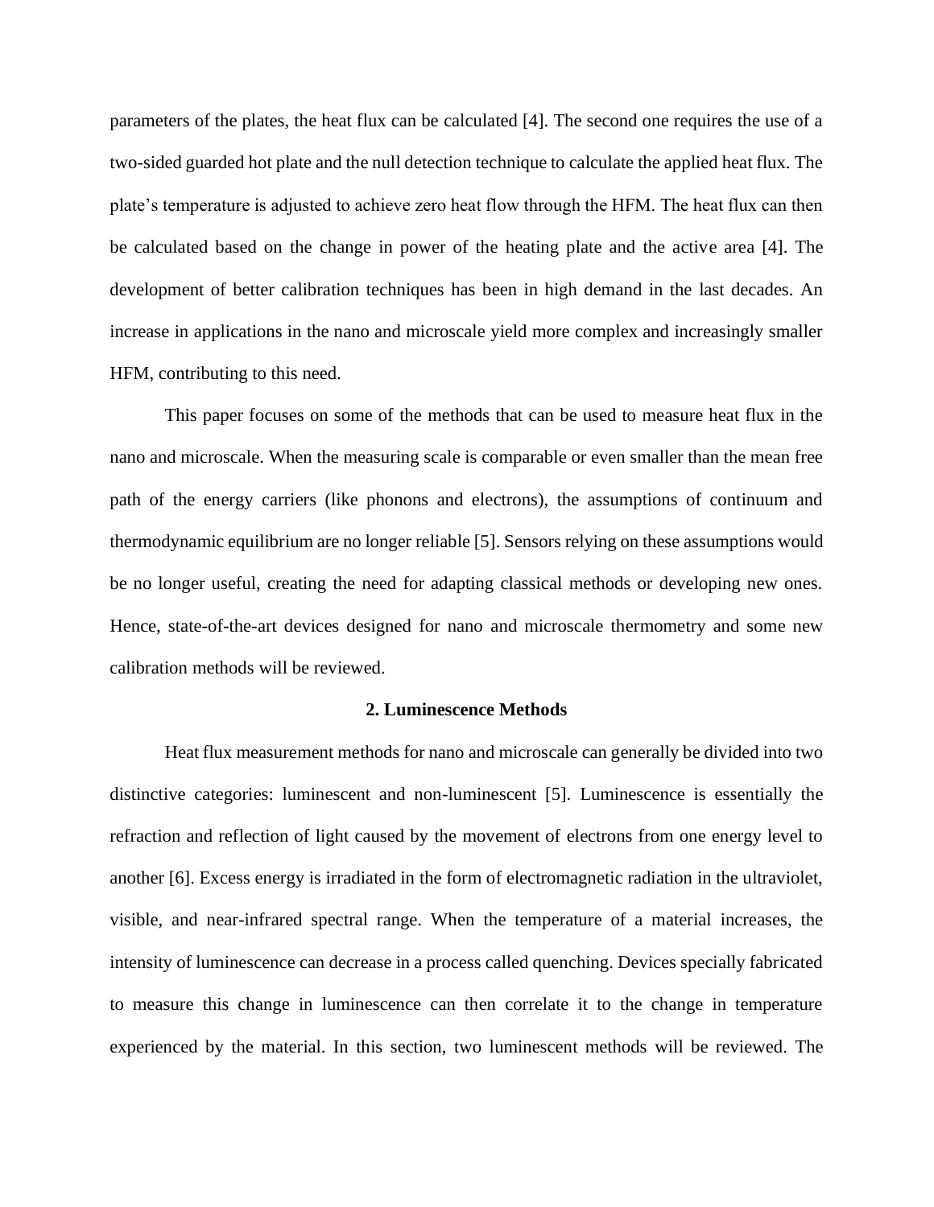parameters of the plates, the heat flux can be calculated [4]. The second one requires the use of a two-sided guarded hot plate and the null detection technique to calculate the applied heat flux. The plate's temperature is adjusted to achieve zero heat flow through the HFM. The heat flux can then be calculated based on the change in power of the heating plate and the active area [4]. The development of better calibration techniques has been in high demand in the last decades. An increase in applications in the nano and microscale yield more complex and increasingly smaller HFM, contributing to this need.

This paper focuses on some of the methods that can be used to measure heat flux in the nano and microscale. When the measuring scale is comparable or even smaller than the mean free path of the energy carriers (like phonons and electrons), the assumptions of continuum and thermodynamic equilibrium are no longer reliable [5]. Sensors relying on these assumptions would be no longer useful, creating the need for adapting classical methods or developing new ones. Hence, state-of-the-art devices designed for nano and microscale thermometry and some new calibration methods will be reviewed.

## 2. Luminescence Methods

Heat flux measurement methods for nano and microscale can generally be divided into two distinctive categories: luminescent and non-luminescent [5]. Luminescence is essentially the refraction and reflection of light caused by the movement of electrons from one energy level to another [6]. Excess energy is irradiated in the form of electromagnetic radiation in the ultraviolet, visible, and near-infrared spectral range. When the temperature of a material increases, the intensity of luminescence can decrease in a process called quenching. Devices specially fabricated to measure this change in luminescence can then correlate it to the change in temperature experienced by the material. In this section, two luminescent methods will be reviewed. The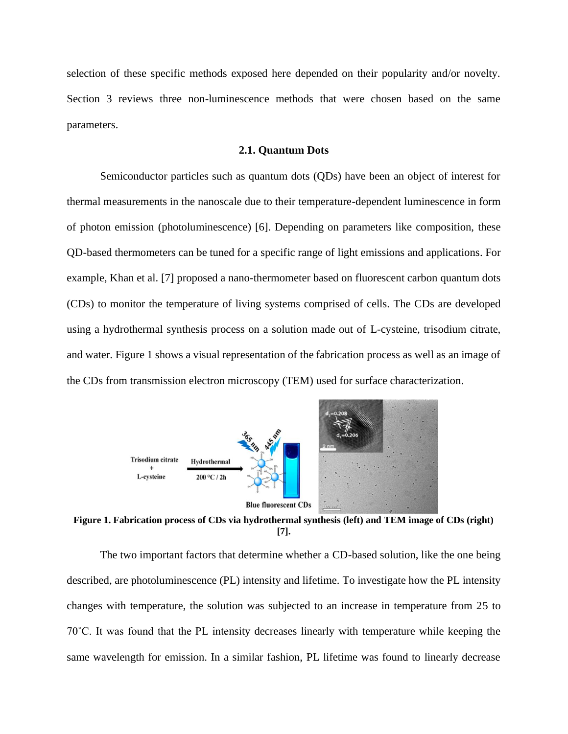selection of these specific methods exposed here depended on their popularity and/or novelty. Section 3 reviews three non-luminescence methods that were chosen based on the same parameters.

### 2.1. Quantum Dots

Semiconductor particles such as quantum dots (QDs) have been an object of interest for thermal measurements in the nanoscale due to their temperature-dependent luminescence in form of photon emission (photoluminescence) [6]. Depending on parameters like composition, these QD-based thermometers can be tuned for a specific range of light emissions and applications. For example, Khan et al. [7] proposed a nano-thermometer based on fluorescent carbon quantum dots (CDs) to monitor the temperature of living systems comprised of cells. The CDs are developed using a hydrothermal synthesis process on a solution made out of L-cysteine, trisodium citrate, and water. Figure 1 shows a visual representation of the fabrication process as well as an image of the CDs from transmission electron microscopy (TEM) used for surface characterization.

**Figure 1. Fabrication process of CDs via hydrothermal synthesis (left) and TEM image of CDs (right) [7].**

The two important factors that determine whether a CD-based solution, like the one being described, are photoluminescence (PL) intensity and lifetime. To investigate how the PL intensity changes with temperature, the solution was subjected to an increase in temperature from 25 to 70˚C. It was found that the PL intensity decreases linearly with temperature while keeping the same wavelength for emission. In a similar fashion, PL lifetime was found to linearly decrease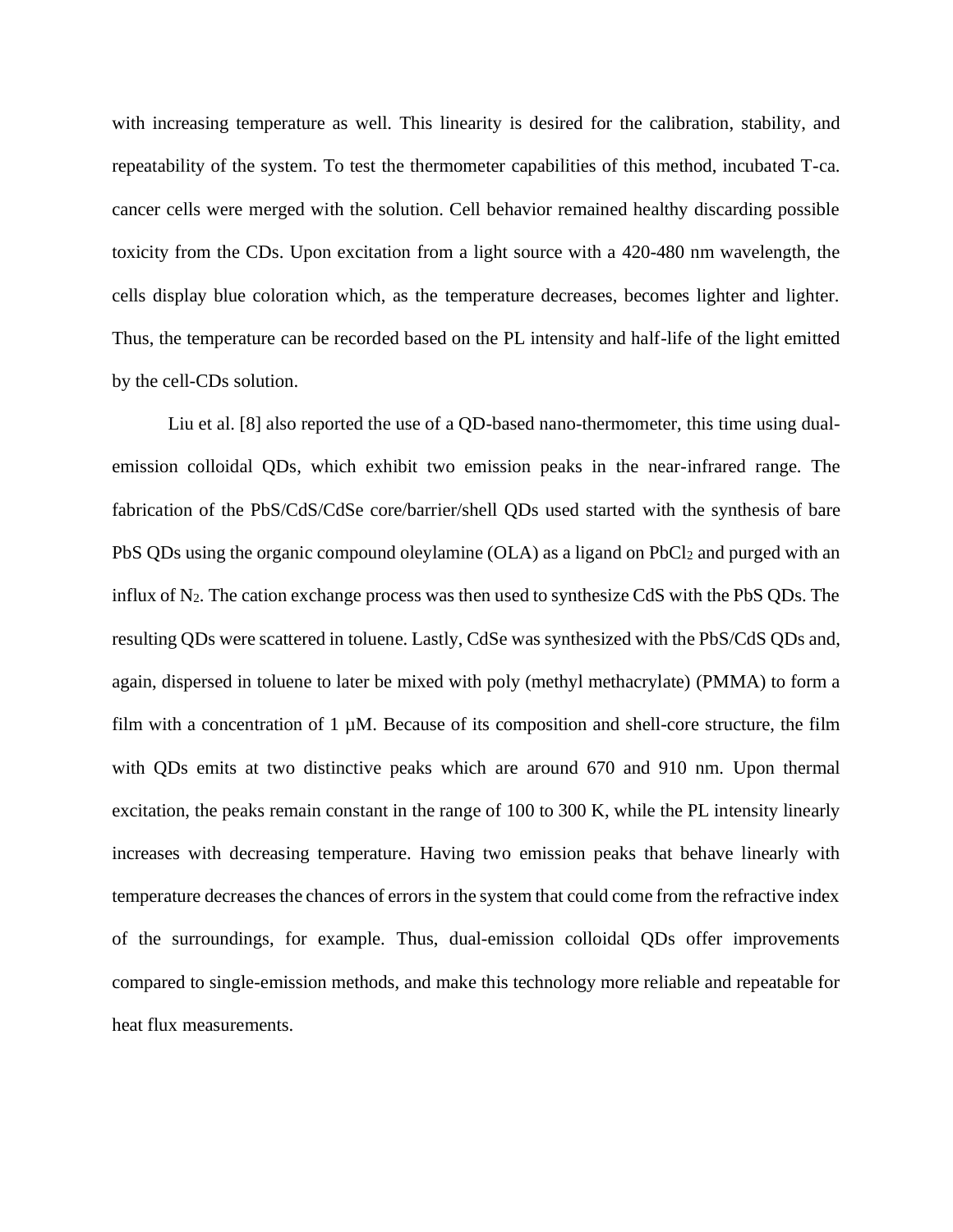with increasing temperature as well. This linearity is desired for the calibration, stability, and repeatability of the system. To test the thermometer capabilities of this method, incubated T-ca. cancer cells were merged with the solution. Cell behavior remained healthy discarding possible toxicity from the CDs. Upon excitation from a light source with a 420-480 nm wavelength, the cells display blue coloration which, as the temperature decreases, becomes lighter and lighter. Thus, the temperature can be recorded based on the PL intensity and half-life of the light emitted by the cell-CDs solution.

Liu et al. [8] also reported the use of a QD-based nano-thermometer, this time using dual-emission colloidal QDs, which exhibit two emission peaks in the near-infrared range. The fabrication of the PbS/CdS/CdSe core/barrier/shell QDs used started with the synthesis of bare PbS QDs using the organic compound oleylamine (OLA) as a ligand on $PbCl_2$ and purged with an influx of $N_2$. The cation exchange process was then used to synthesize CdS with the PbS QDs. The resulting QDs were scattered in toluene. Lastly, CdSe was synthesized with the PbS/CdS QDs and, again, dispersed in toluene to later be mixed with poly (methyl methacrylate) (PMMA) to form a film with a concentration of 1 µM. Because of its composition and shell-core structure, the film with QDs emits at two distinctive peaks which are around 670 and 910 nm. Upon thermal excitation, the peaks remain constant in the range of 100 to 300 K, while the PL intensity linearly increases with decreasing temperature. Having two emission peaks that behave linearly with temperature decreases the chances of errors in the system that could come from the refractive index of the surroundings, for example. Thus, dual-emission colloidal QDs offer improvements compared to single-emission methods, and make this technology more reliable and repeatable for heat flux measurements.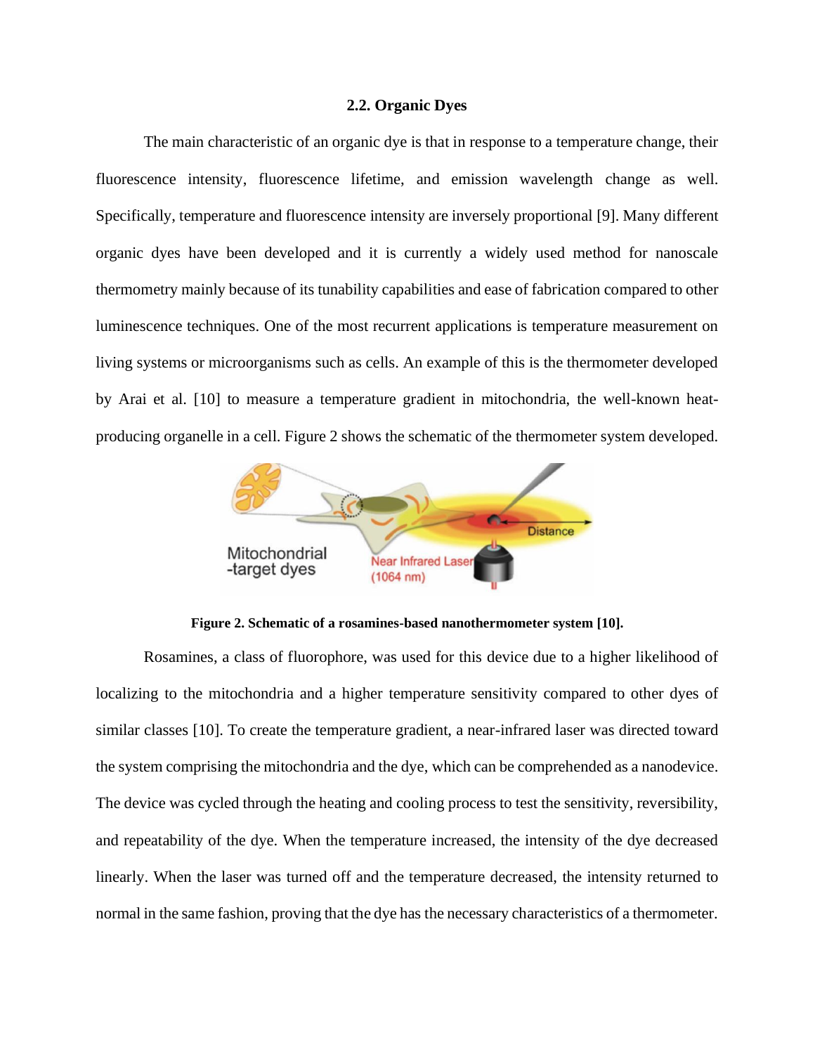### 2.2. Organic Dyes

The main characteristic of an organic dye is that in response to a temperature change, their fluorescence intensity, fluorescence lifetime, and emission wavelength change as well. Specifically, temperature and fluorescence intensity are inversely proportional [9]. Many different organic dyes have been developed and it is currently a widely used method for nanoscale thermometry mainly because of its tunability capabilities and ease of fabrication compared to other luminescence techniques. One of the most recurrent applications is temperature measurement on living systems or microorganisms such as cells. An example of this is the thermometer developed by Arai et al. [10] to measure a temperature gradient in mitochondria, the well-known heat-producing organelle in a cell. Figure 2 shows the schematic of the thermometer system developed.

**Figure 2. Schematic of a rosamines-based nanothermometer system [10].**

Rosamines, a class of fluorophore, was used for this device due to a higher likelihood of localizing to the mitochondria and a higher temperature sensitivity compared to other dyes of similar classes [10]. To create the temperature gradient, a near-infrared laser was directed toward the system comprising the mitochondria and the dye, which can be comprehended as a nanodevice. The device was cycled through the heating and cooling process to test the sensitivity, reversibility, and repeatability of the dye. When the temperature increased, the intensity of the dye decreased linearly. When the laser was turned off and the temperature decreased, the intensity returned to normal in the same fashion, proving that the dye has the necessary characteristics of a thermometer.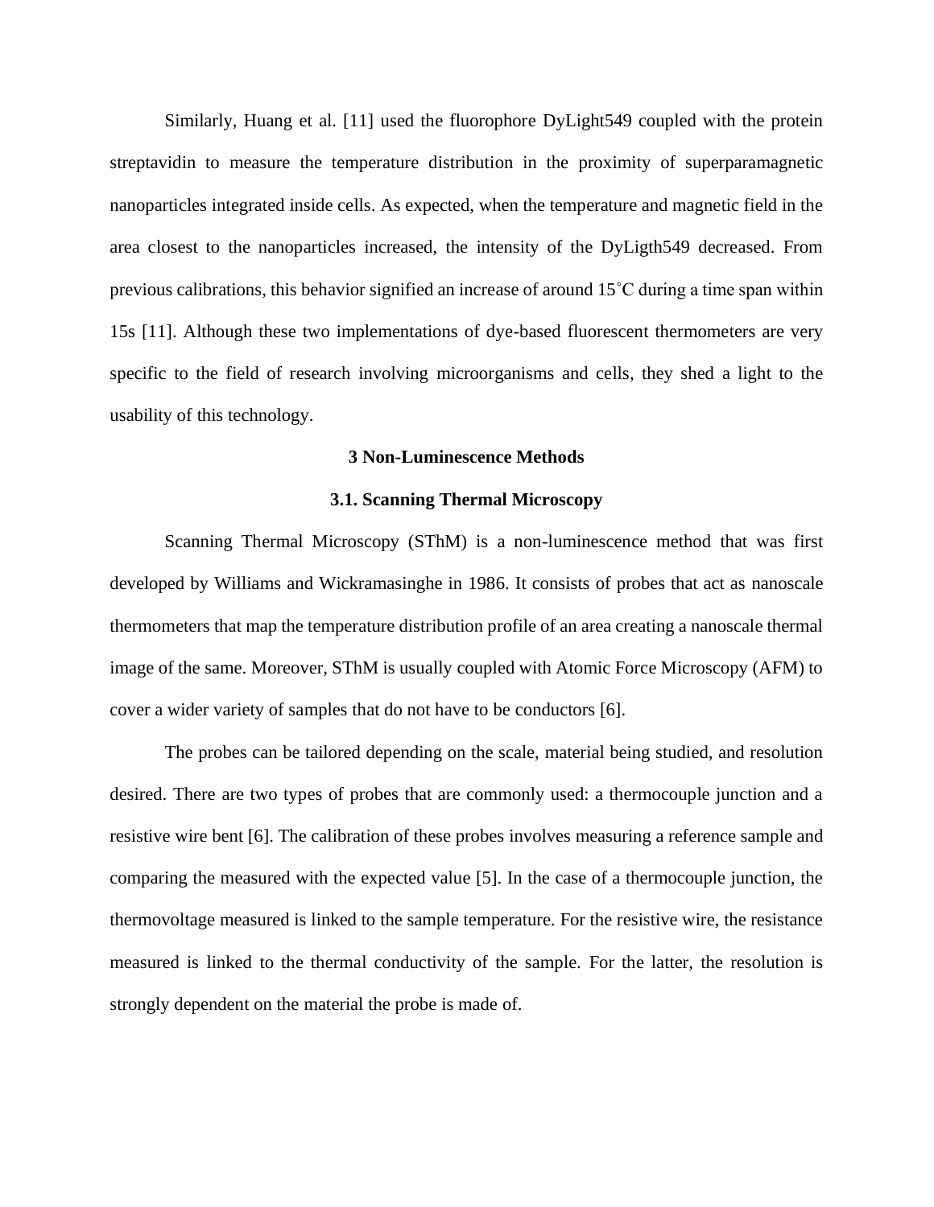Similarly, Huang et al. [11] used the fluorophore DyLight549 coupled with the protein streptavidin to measure the temperature distribution in the proximity of superparamagnetic nanoparticles integrated inside cells. As expected, when the temperature and magnetic field in the area closest to the nanoparticles increased, the intensity of the DyLigth549 decreased. From previous calibrations, this behavior signified an increase of around 15˚C during a time span within 15s [11]. Although these two implementations of dye-based fluorescent thermometers are very specific to the field of research involving microorganisms and cells, they shed a light to the usability of this technology.

## 3 Non-Luminescence Methods

### 3.1. Scanning Thermal Microscopy

Scanning Thermal Microscopy (SThM) is a non-luminescence method that was first developed by Williams and Wickramasinghe in 1986. It consists of probes that act as nanoscale thermometers that map the temperature distribution profile of an area creating a nanoscale thermal image of the same. Moreover, SThM is usually coupled with Atomic Force Microscopy (AFM) to cover a wider variety of samples that do not have to be conductors [6].

The probes can be tailored depending on the scale, material being studied, and resolution desired. There are two types of probes that are commonly used: a thermocouple junction and a resistive wire bent [6]. The calibration of these probes involves measuring a reference sample and comparing the measured with the expected value [5]. In the case of a thermocouple junction, the thermovoltage measured is linked to the sample temperature. For the resistive wire, the resistance measured is linked to the thermal conductivity of the sample. For the latter, the resolution is strongly dependent on the material the probe is made of.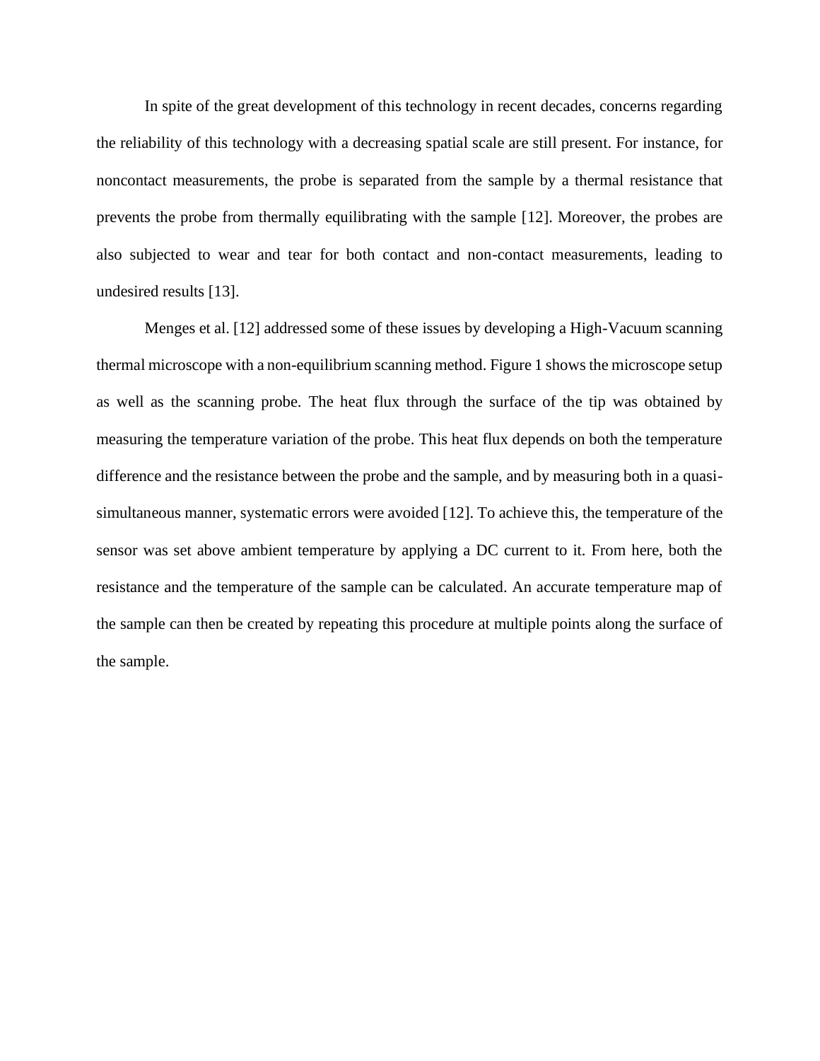In spite of the great development of this technology in recent decades, concerns regarding the reliability of this technology with a decreasing spatial scale are still present. For instance, for noncontact measurements, the probe is separated from the sample by a thermal resistance that prevents the probe from thermally equilibrating with the sample [12]. Moreover, the probes are also subjected to wear and tear for both contact and non-contact measurements, leading to undesired results [13].

Menges et al. [12] addressed some of these issues by developing a High-Vacuum scanning thermal microscope with a non-equilibrium scanning method. Figure 1 shows the microscope setup as well as the scanning probe. The heat flux through the surface of the tip was obtained by measuring the temperature variation of the probe. This heat flux depends on both the temperature difference and the resistance between the probe and the sample, and by measuring both in a quasi-simultaneous manner, systematic errors were avoided [12]. To achieve this, the temperature of the sensor was set above ambient temperature by applying a DC current to it. From here, both the resistance and the temperature of the sample can be calculated. An accurate temperature map of the sample can then be created by repeating this procedure at multiple points along the surface of the sample.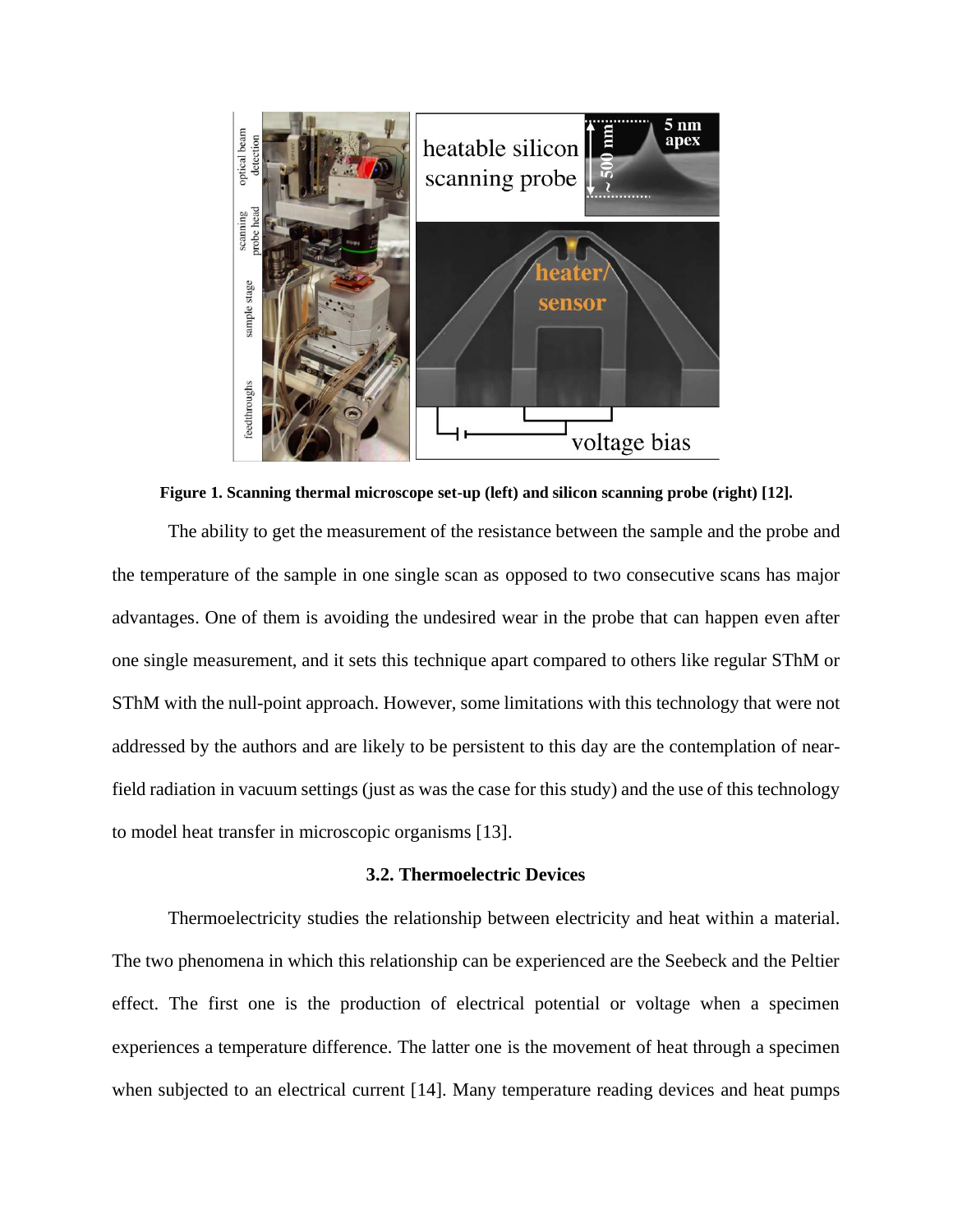**Figure 1. Scanning thermal microscope set-up (left) and silicon scanning probe (right) [12].**

The ability to get the measurement of the resistance between the sample and the probe and the temperature of the sample in one single scan as opposed to two consecutive scans has major advantages. One of them is avoiding the undesired wear in the probe that can happen even after one single measurement, and it sets this technique apart compared to others like regular SThM or SThM with the null-point approach. However, some limitations with this technology that were not addressed by the authors and are likely to be persistent to this day are the contemplation of near-field radiation in vacuum settings (just as was the case for this study) and the use of this technology to model heat transfer in microscopic organisms [13].

### 3.2. Thermoelectric Devices

Thermoelectricity studies the relationship between electricity and heat within a material. The two phenomena in which this relationship can be experienced are the Seebeck and the Peltier effect. The first one is the production of electrical potential or voltage when a specimen experiences a temperature difference. The latter one is the movement of heat through a specimen when subjected to an electrical current [14]. Many temperature reading devices and heat pumps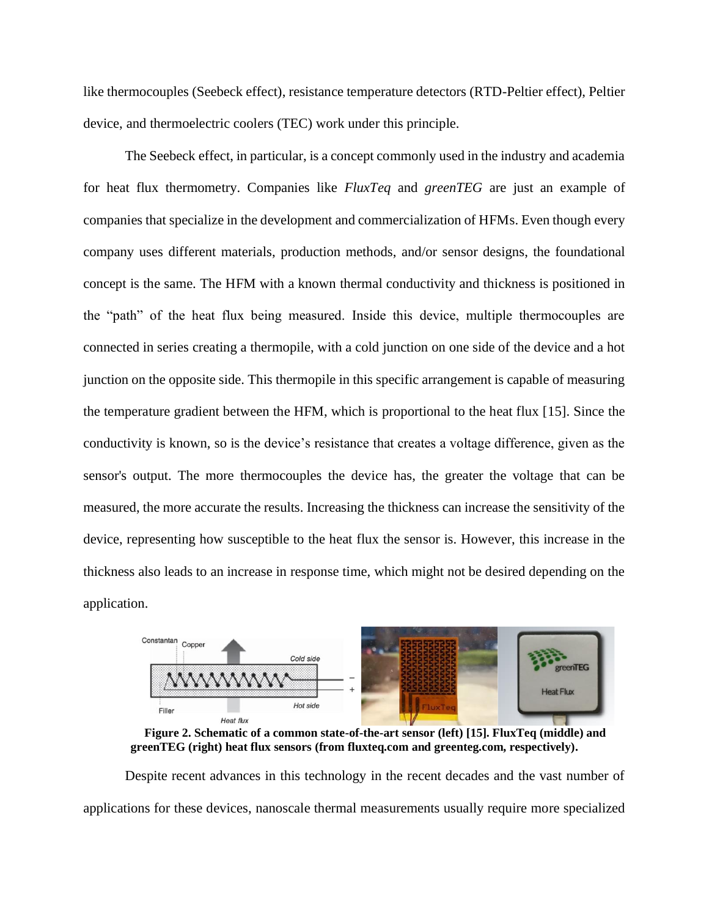like thermocouples (Seebeck effect), resistance temperature detectors (RTD-Peltier effect), Peltier device, and thermoelectric coolers (TEC) work under this principle.

The Seebeck effect, in particular, is a concept commonly used in the industry and academia for heat flux thermometry. Companies like *FluxTeq* and *greenTEG* are just an example of companies that specialize in the development and commercialization of HFMs. Even though every company uses different materials, production methods, and/or sensor designs, the foundational concept is the same. The HFM with a known thermal conductivity and thickness is positioned in the "path" of the heat flux being measured. Inside this device, multiple thermocouples are connected in series creating a thermopile, with a cold junction on one side of the device and a hot junction on the opposite side. This thermopile in this specific arrangement is capable of measuring the temperature gradient between the HFM, which is proportional to the heat flux [15]. Since the conductivity is known, so is the device's resistance that creates a voltage difference, given as the sensor's output. The more thermocouples the device has, the greater the voltage that can be measured, the more accurate the results. Increasing the thickness can increase the sensitivity of the device, representing how susceptible to the heat flux the sensor is. However, this increase in the thickness also leads to an increase in response time, which might not be desired depending on the application.

**Figure 2. Schematic of a common state-of-the-art sensor (left) [15]. FluxTeq (middle) and greenTEG (right) heat flux sensors (from fluxteq.com and greenteg.com, respectively).**

Despite recent advances in this technology in the recent decades and the vast number of applications for these devices, nanoscale thermal measurements usually require more specialized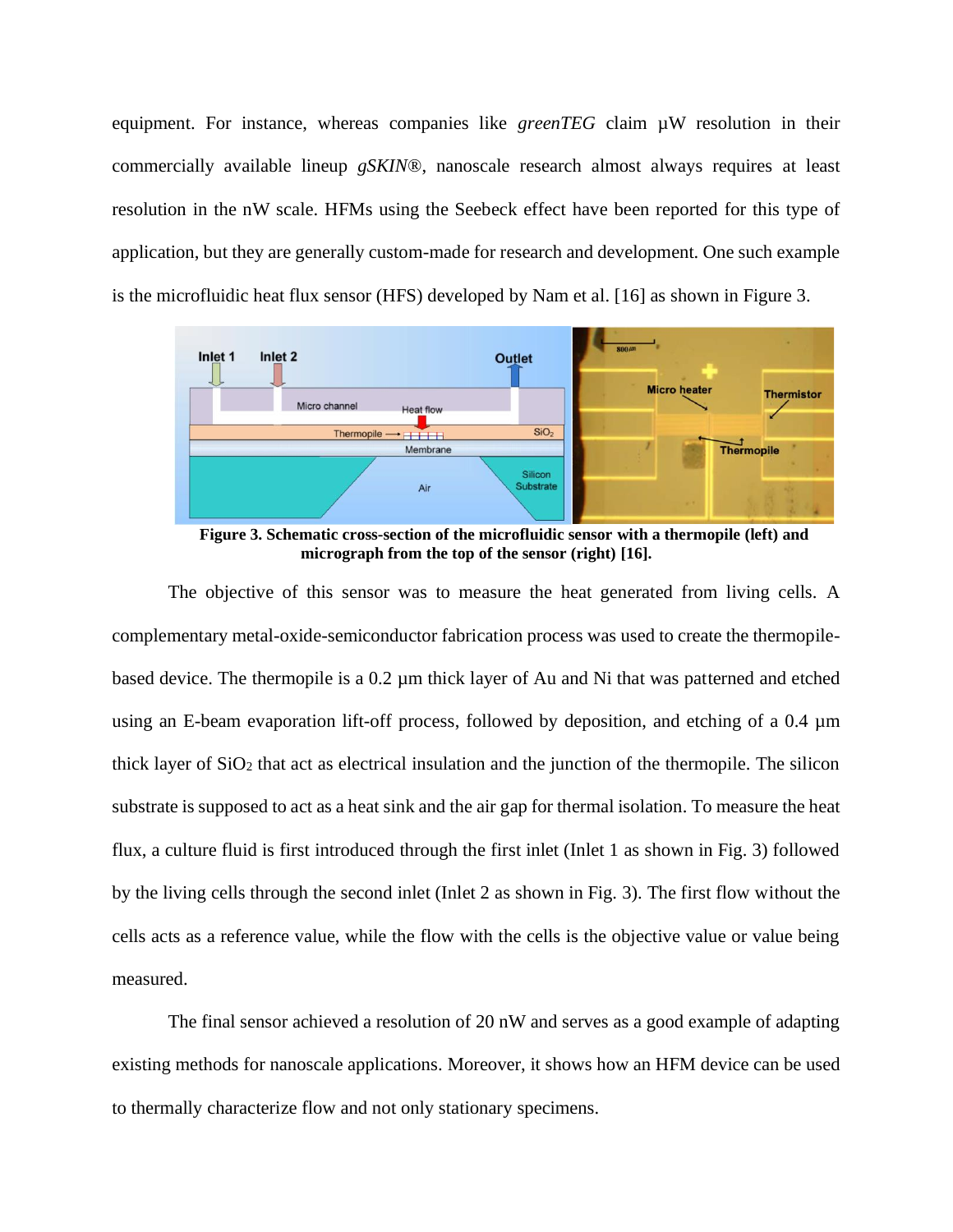equipment. For instance, whereas companies like *greenTEG* claim µW resolution in their commercially available lineup *gSKIN®*, nanoscale research almost always requires at least resolution in the nW scale. HFMs using the Seebeck effect have been reported for this type of application, but they are generally custom-made for research and development. One such example is the microfluidic heat flux sensor (HFS) developed by Nam et al. [16] as shown in Figure 3.

**Figure 3. Schematic cross-section of the microfluidic sensor with a thermopile (left) and micrograph from the top of the sensor (right) [16].**

The objective of this sensor was to measure the heat generated from living cells. A complementary metal-oxide-semiconductor fabrication process was used to create the thermopile-based device. The thermopile is a 0.2 µm thick layer of Au and Ni that was patterned and etched using an E-beam evaporation lift-off process, followed by deposition, and etching of a 0.4 µm thick layer of $SiO_2$ that act as electrical insulation and the junction of the thermopile. The silicon substrate is supposed to act as a heat sink and the air gap for thermal isolation. To measure the heat flux, a culture fluid is first introduced through the first inlet (Inlet 1 as shown in Fig. 3) followed by the living cells through the second inlet (Inlet 2 as shown in Fig. 3). The first flow without the cells acts as a reference value, while the flow with the cells is the objective value or value being measured.

The final sensor achieved a resolution of 20 nW and serves as a good example of adapting existing methods for nanoscale applications. Moreover, it shows how an HFM device can be used to thermally characterize flow and not only stationary specimens.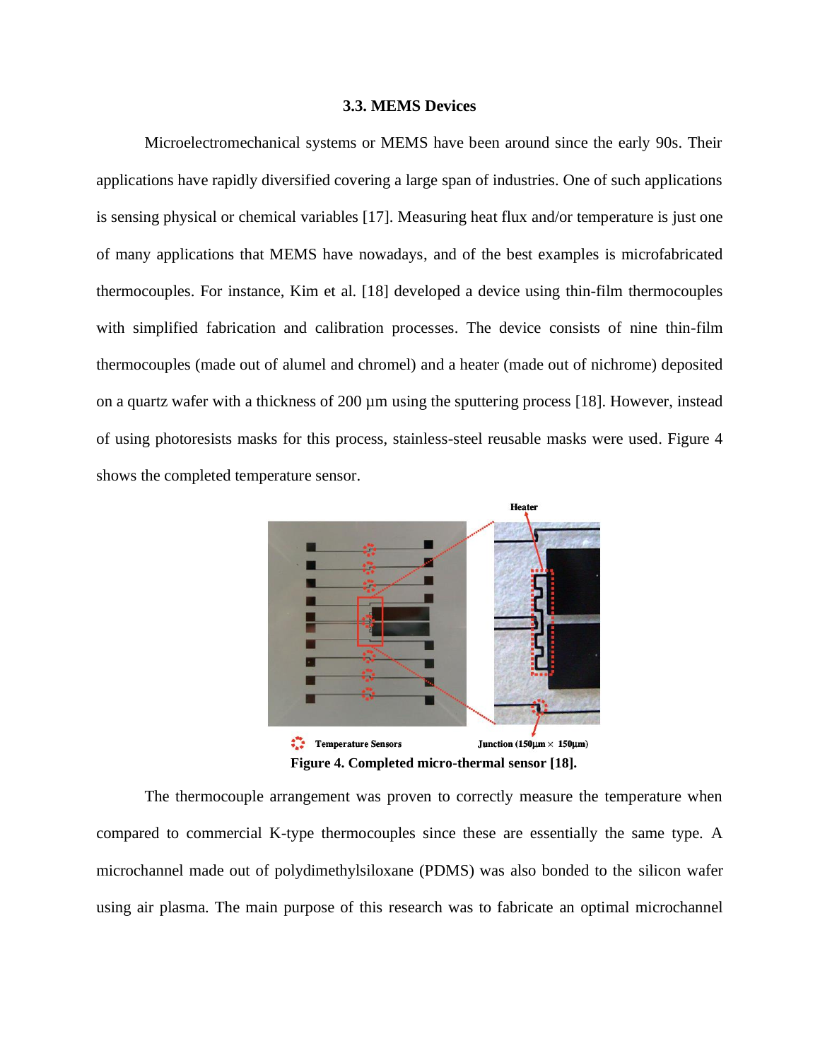### 3.3. MEMS Devices

Microelectromechanical systems or MEMS have been around since the early 90s. Their applications have rapidly diversified covering a large span of industries. One of such applications is sensing physical or chemical variables [17]. Measuring heat flux and/or temperature is just one of many applications that MEMS have nowadays, and of the best examples is microfabricated thermocouples. For instance, Kim et al. [18] developed a device using thin-film thermocouples with simplified fabrication and calibration processes. The device consists of nine thin-film thermocouples (made out of alumel and chromel) and a heater (made out of nichrome) deposited on a quartz wafer with a thickness of 200 µm using the sputtering process [18]. However, instead of using photoresists masks for this process, stainless-steel reusable masks were used. Figure 4 shows the completed temperature sensor.

**Figure 4. Completed micro-thermal sensor [18].**

The thermocouple arrangement was proven to correctly measure the temperature when compared to commercial K-type thermocouples since these are essentially the same type. A microchannel made out of polydimethylsiloxane (PDMS) was also bonded to the silicon wafer using air plasma. The main purpose of this research was to fabricate an optimal microchannel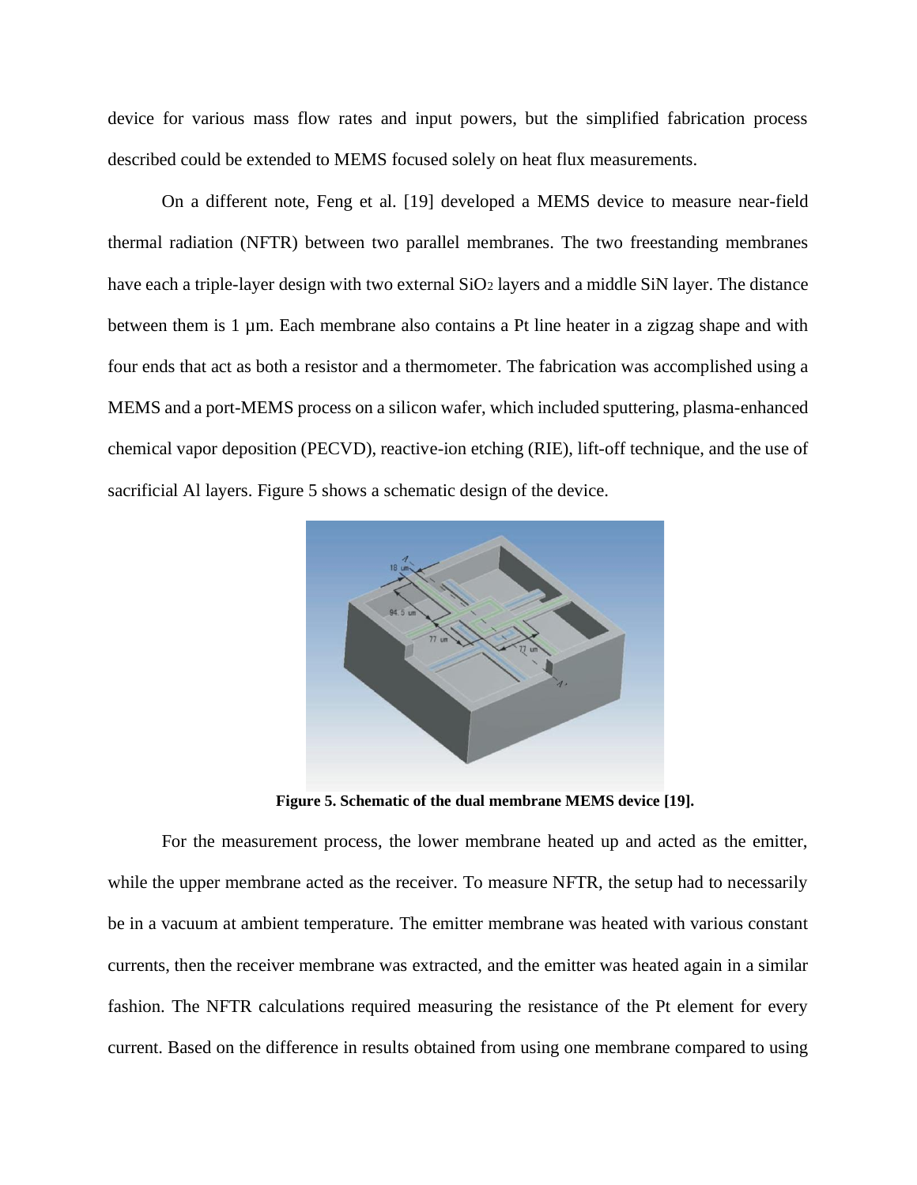device for various mass flow rates and input powers, but the simplified fabrication process described could be extended to MEMS focused solely on heat flux measurements.

On a different note, Feng et al. [19] developed a MEMS device to measure near-field thermal radiation (NFTR) between two parallel membranes. The two freestanding membranes have each a triple-layer design with two external $SiO_2$ layers and a middle SiN layer. The distance between them is 1 µm. Each membrane also contains a Pt line heater in a zigzag shape and with four ends that act as both a resistor and a thermometer. The fabrication was accomplished using a MEMS and a port-MEMS process on a silicon wafer, which included sputtering, plasma-enhanced chemical vapor deposition (PECVD), reactive-ion etching (RIE), lift-off technique, and the use of sacrificial Al layers. Figure 5 shows a schematic design of the device.

**Figure 5. Schematic of the dual membrane MEMS device [19].**

For the measurement process, the lower membrane heated up and acted as the emitter, while the upper membrane acted as the receiver. To measure NFTR, the setup had to necessarily be in a vacuum at ambient temperature. The emitter membrane was heated with various constant currents, then the receiver membrane was extracted, and the emitter was heated again in a similar fashion. The NFTR calculations required measuring the resistance of the Pt element for every current. Based on the difference in results obtained from using one membrane compared to using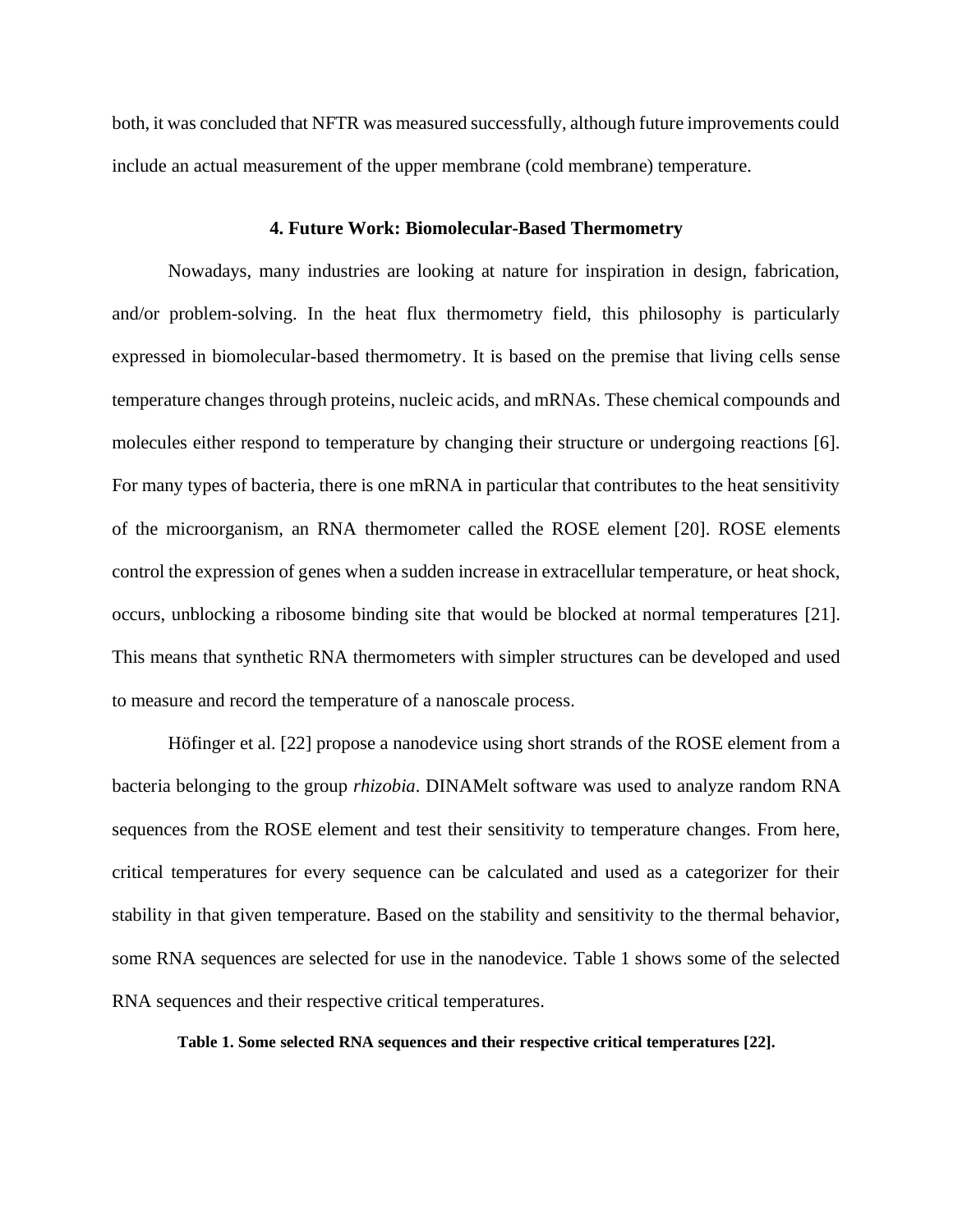both, it was concluded that NFTR was measured successfully, although future improvements could include an actual measurement of the upper membrane (cold membrane) temperature.

## 4. Future Work: Biomolecular-Based Thermometry

Nowadays, many industries are looking at nature for inspiration in design, fabrication, and/or problem-solving. In the heat flux thermometry field, this philosophy is particularly expressed in biomolecular-based thermometry. It is based on the premise that living cells sense temperature changes through proteins, nucleic acids, and mRNAs. These chemical compounds and molecules either respond to temperature by changing their structure or undergoing reactions [6]. For many types of bacteria, there is one mRNA in particular that contributes to the heat sensitivity of the microorganism, an RNA thermometer called the ROSE element [20]. ROSE elements control the expression of genes when a sudden increase in extracellular temperature, or heat shock, occurs, unblocking a ribosome binding site that would be blocked at normal temperatures [21]. This means that synthetic RNA thermometers with simpler structures can be developed and used to measure and record the temperature of a nanoscale process.

Höfinger et al. [22] propose a nanodevice using short strands of the ROSE element from a bacteria belonging to the group *rhizobia*. DINAMelt software was used to analyze random RNA sequences from the ROSE element and test their sensitivity to temperature changes. From here, critical temperatures for every sequence can be calculated and used as a categorizer for their stability in that given temperature. Based on the stability and sensitivity to the thermal behavior, some RNA sequences are selected for use in the nanodevice. Table 1 shows some of the selected RNA sequences and their respective critical temperatures.

**Table 1. Some selected RNA sequences and their respective critical temperatures [22].**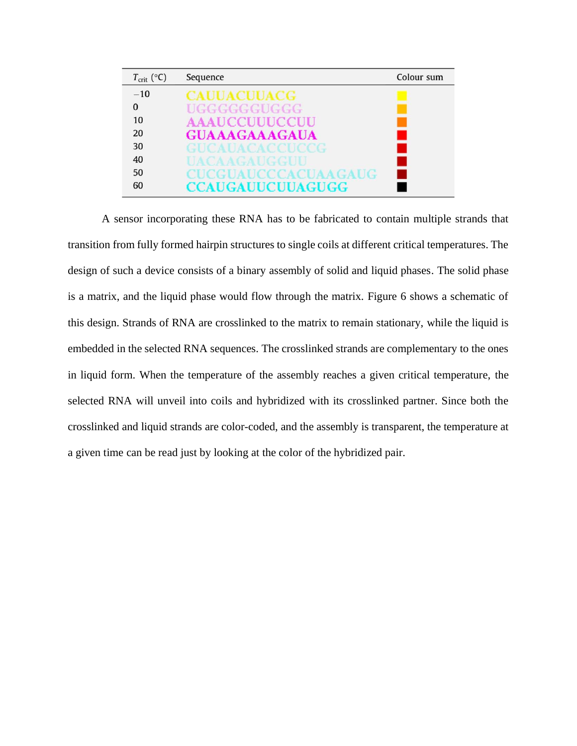| $T_{crit}$ (°C) | Sequence | Colour sum |
| --- | --- | --- |
| −10 | CAUUACUUACG | |
| 0 | UGGGGGGUGGG | |
| 10 | AAAUCCUUUCCUU | |
| 20 | GUAAAGAAAGAUA | |
| 30 | GUCAUACACCUCCG | |
| 40 | UACAAGAUGGUU | |
| 50 | CUCGUAUCCCACUAAGAUG | |
| 60 | CCAUGAUUCUUAGUGG | |

A sensor incorporating these RNA has to be fabricated to contain multiple strands that transition from fully formed hairpin structures to single coils at different critical temperatures. The design of such a device consists of a binary assembly of solid and liquid phases. The solid phase is a matrix, and the liquid phase would flow through the matrix. Figure 6 shows a schematic of this design. Strands of RNA are crosslinked to the matrix to remain stationary, while the liquid is embedded in the selected RNA sequences. The crosslinked strands are complementary to the ones in liquid form. When the temperature of the assembly reaches a given critical temperature, the selected RNA will unveil into coils and hybridized with its crosslinked partner. Since both the crosslinked and liquid strands are color-coded, and the assembly is transparent, the temperature at a given time can be read just by looking at the color of the hybridized pair.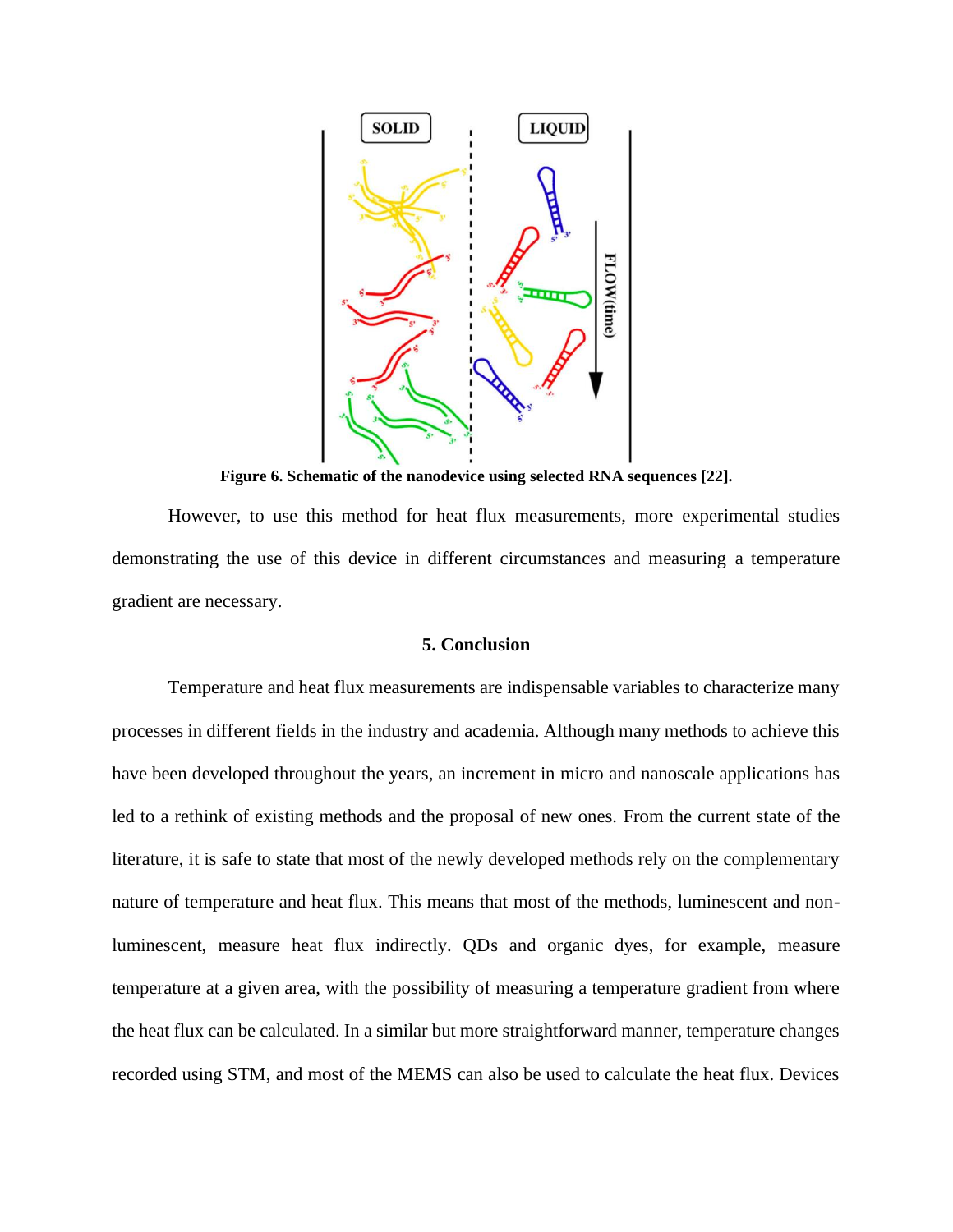**Figure 6. Schematic of the nanodevice using selected RNA sequences [22].**

However, to use this method for heat flux measurements, more experimental studies demonstrating the use of this device in different circumstances and measuring a temperature gradient are necessary.

## 5. Conclusion

Temperature and heat flux measurements are indispensable variables to characterize many processes in different fields in the industry and academia. Although many methods to achieve this have been developed throughout the years, an increment in micro and nanoscale applications has led to a rethink of existing methods and the proposal of new ones. From the current state of the literature, it is safe to state that most of the newly developed methods rely on the complementary nature of temperature and heat flux. This means that most of the methods, luminescent and non-luminescent, measure heat flux indirectly. QDs and organic dyes, for example, measure temperature at a given area, with the possibility of measuring a temperature gradient from where the heat flux can be calculated. In a similar but more straightforward manner, temperature changes recorded using STM, and most of the MEMS can also be used to calculate the heat flux. Devices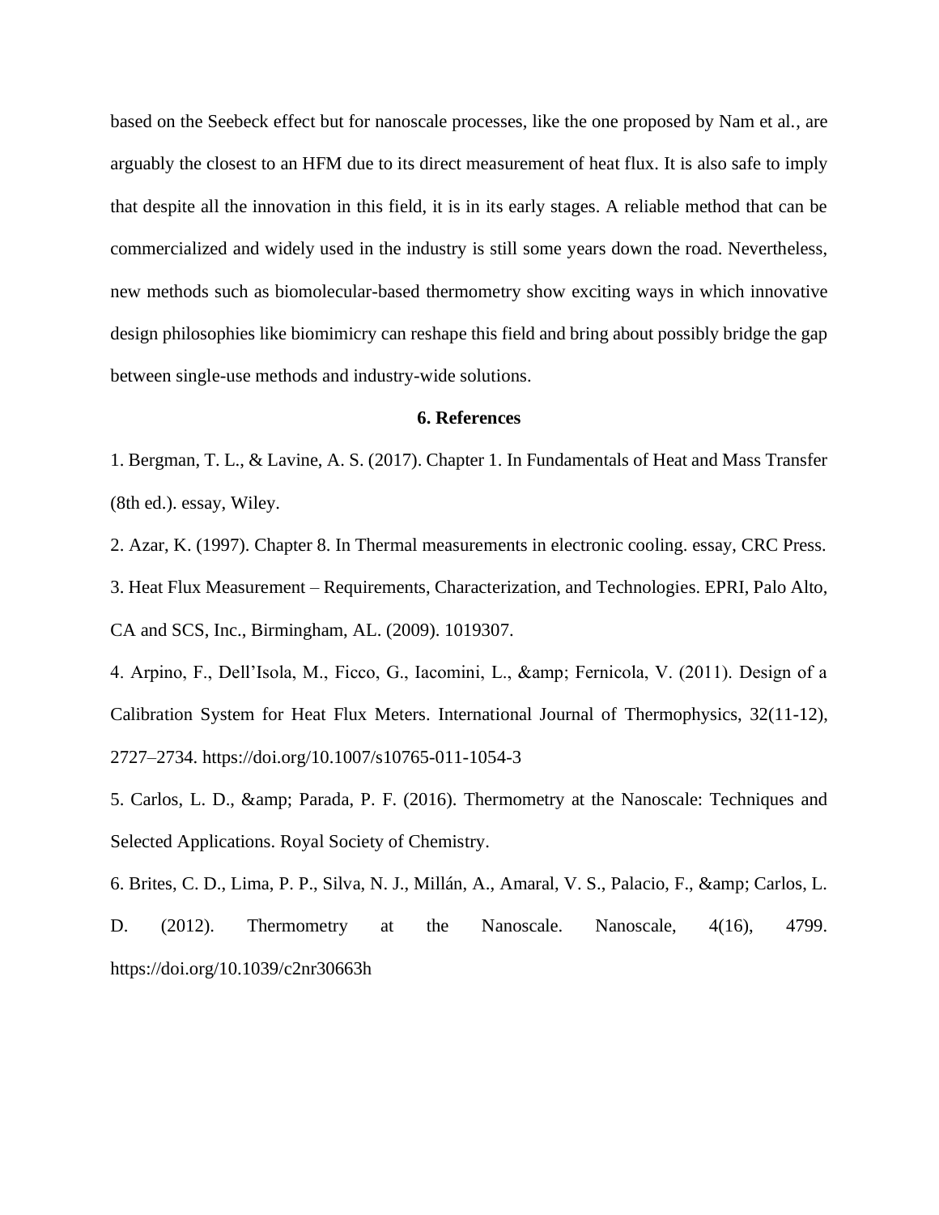based on the Seebeck effect but for nanoscale processes, like the one proposed by Nam et al., are arguably the closest to an HFM due to its direct measurement of heat flux. It is also safe to imply that despite all the innovation in this field, it is in its early stages. A reliable method that can be commercialized and widely used in the industry is still some years down the road. Nevertheless, new methods such as biomolecular-based thermometry show exciting ways in which innovative design philosophies like biomimicry can reshape this field and bring about possibly bridge the gap between single-use methods and industry-wide solutions.

## 6. References

1. Bergman, T. L., & Lavine, A. S. (2017). Chapter 1. In Fundamentals of Heat and Mass Transfer (8th ed.). essay, Wiley.

2. Azar, K. (1997). Chapter 8. In Thermal measurements in electronic cooling. essay, CRC Press.

3. Heat Flux Measurement – Requirements, Characterization, and Technologies. EPRI, Palo Alto, CA and SCS, Inc., Birmingham, AL. (2009). 1019307.

4. Arpino, F., Dell'Isola, M., Ficco, G., Iacomini, L., &amp; Fernicola, V. (2011). Design of a Calibration System for Heat Flux Meters. International Journal of Thermophysics, 32(11-12), 2727–2734. https://doi.org/10.1007/s10765-011-1054-3

5. Carlos, L. D., &amp; Parada, P. F. (2016). Thermometry at the Nanoscale: Techniques and Selected Applications. Royal Society of Chemistry.

6. Brites, C. D., Lima, P. P., Silva, N. J., Millán, A., Amaral, V. S., Palacio, F., &amp; Carlos, L. D. (2012). Thermometry at the Nanoscale. Nanoscale, 4(16), 4799. https://doi.org/10.1039/c2nr30663h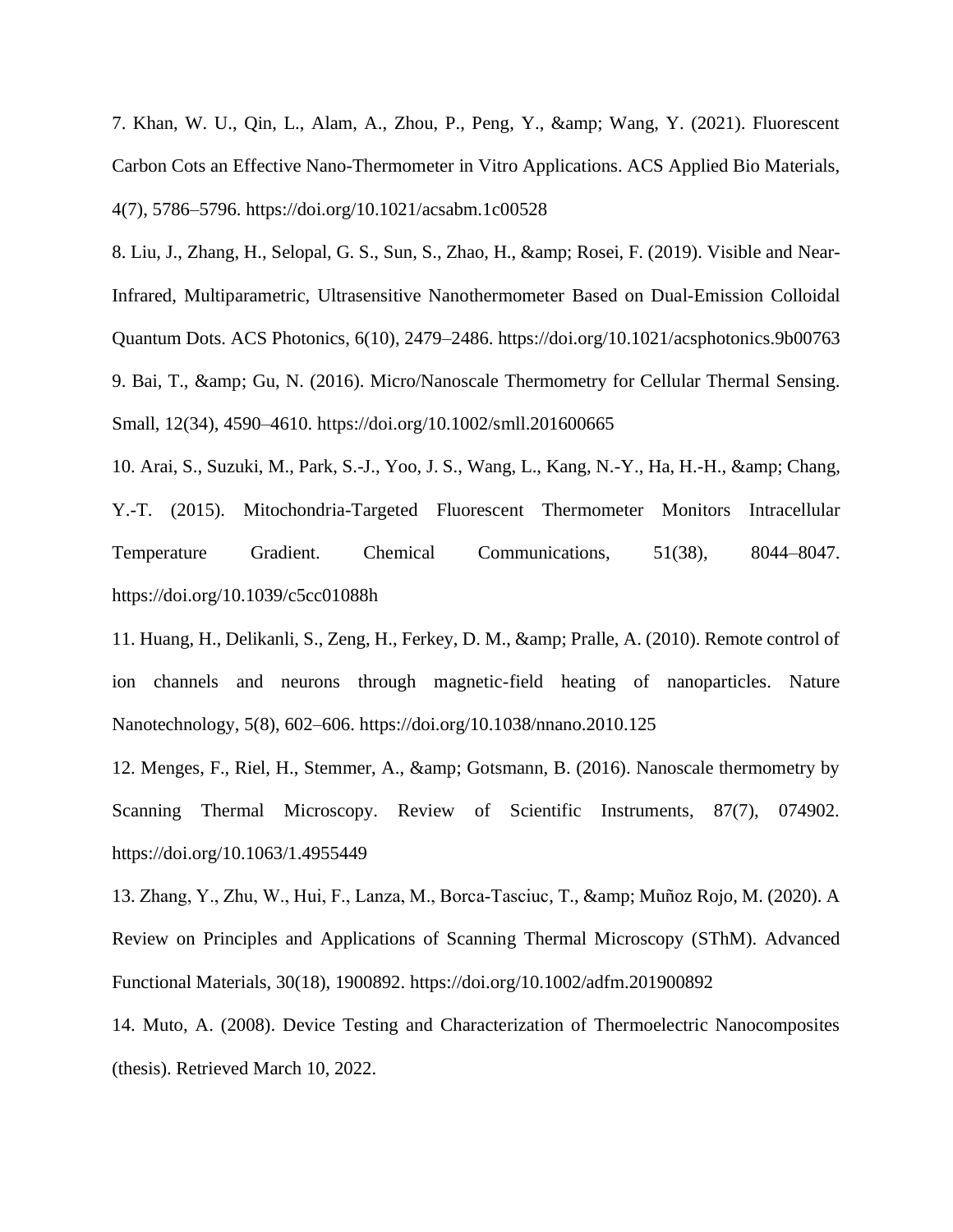7. Khan, W. U., Qin, L., Alam, A., Zhou, P., Peng, Y., &amp; Wang, Y. (2021). Fluorescent Carbon Cots an Effective Nano-Thermometer in Vitro Applications. ACS Applied Bio Materials, 4(7), 5786–5796. https://doi.org/10.1021/acsabm.1c00528

8. Liu, J., Zhang, H., Selopal, G. S., Sun, S., Zhao, H., &amp; Rosei, F. (2019). Visible and Near-Infrared, Multiparametric, Ultrasensitive Nanothermometer Based on Dual-Emission Colloidal Quantum Dots. ACS Photonics, 6(10), 2479–2486. https://doi.org/10.1021/acsphotonics.9b00763

9. Bai, T., &amp; Gu, N. (2016). Micro/Nanoscale Thermometry for Cellular Thermal Sensing. Small, 12(34), 4590–4610. https://doi.org/10.1002/smll.201600665

10. Arai, S., Suzuki, M., Park, S.-J., Yoo, J. S., Wang, L., Kang, N.-Y., Ha, H.-H., &amp; Chang, Y.-T. (2015). Mitochondria-Targeted Fluorescent Thermometer Monitors Intracellular Temperature Gradient. Chemical Communications, 51(38), 8044–8047. https://doi.org/10.1039/c5cc01088h

11. Huang, H., Delikanli, S., Zeng, H., Ferkey, D. M., &amp; Pralle, A. (2010). Remote control of ion channels and neurons through magnetic-field heating of nanoparticles. Nature Nanotechnology, 5(8), 602–606. https://doi.org/10.1038/nnano.2010.125

12. Menges, F., Riel, H., Stemmer, A., &amp; Gotsmann, B. (2016). Nanoscale thermometry by Scanning Thermal Microscopy. Review of Scientific Instruments, 87(7), 074902. https://doi.org/10.1063/1.4955449

13. Zhang, Y., Zhu, W., Hui, F., Lanza, M., Borca-Tasciuc, T., &amp; Muñoz Rojo, M. (2020). A Review on Principles and Applications of Scanning Thermal Microscopy (SThM). Advanced Functional Materials, 30(18), 1900892. https://doi.org/10.1002/adfm.201900892

14. Muto, A. (2008). Device Testing and Characterization of Thermoelectric Nanocomposites (thesis). Retrieved March 10, 2022.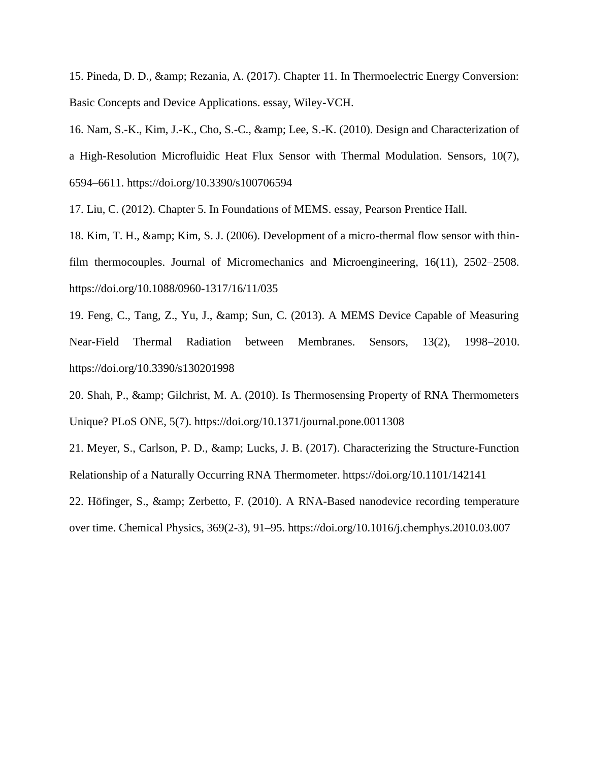15. Pineda, D. D., &amp; Rezania, A. (2017). Chapter 11. In Thermoelectric Energy Conversion: Basic Concepts and Device Applications. essay, Wiley-VCH.

16. Nam, S.-K., Kim, J.-K., Cho, S.-C., &amp; Lee, S.-K. (2010). Design and Characterization of a High-Resolution Microfluidic Heat Flux Sensor with Thermal Modulation. Sensors, 10(7), 6594–6611. https://doi.org/10.3390/s100706594

17. Liu, C. (2012). Chapter 5. In Foundations of MEMS. essay, Pearson Prentice Hall.

18. Kim, T. H., &amp; Kim, S. J. (2006). Development of a micro-thermal flow sensor with thin-film thermocouples. Journal of Micromechanics and Microengineering, 16(11), 2502–2508. https://doi.org/10.1088/0960-1317/16/11/035

19. Feng, C., Tang, Z., Yu, J., &amp; Sun, C. (2013). A MEMS Device Capable of Measuring Near-Field Thermal Radiation between Membranes. Sensors, 13(2), 1998–2010. https://doi.org/10.3390/s130201998

20. Shah, P., &amp; Gilchrist, M. A. (2010). Is Thermosensing Property of RNA Thermometers Unique? PLoS ONE, 5(7). https://doi.org/10.1371/journal.pone.0011308

21. Meyer, S., Carlson, P. D., &amp; Lucks, J. B. (2017). Characterizing the Structure-Function Relationship of a Naturally Occurring RNA Thermometer. https://doi.org/10.1101/142141

22. Höfinger, S., &amp; Zerbetto, F. (2010). A RNA-Based nanodevice recording temperature over time. Chemical Physics, 369(2-3), 91–95. https://doi.org/10.1016/j.chemphys.2010.03.007